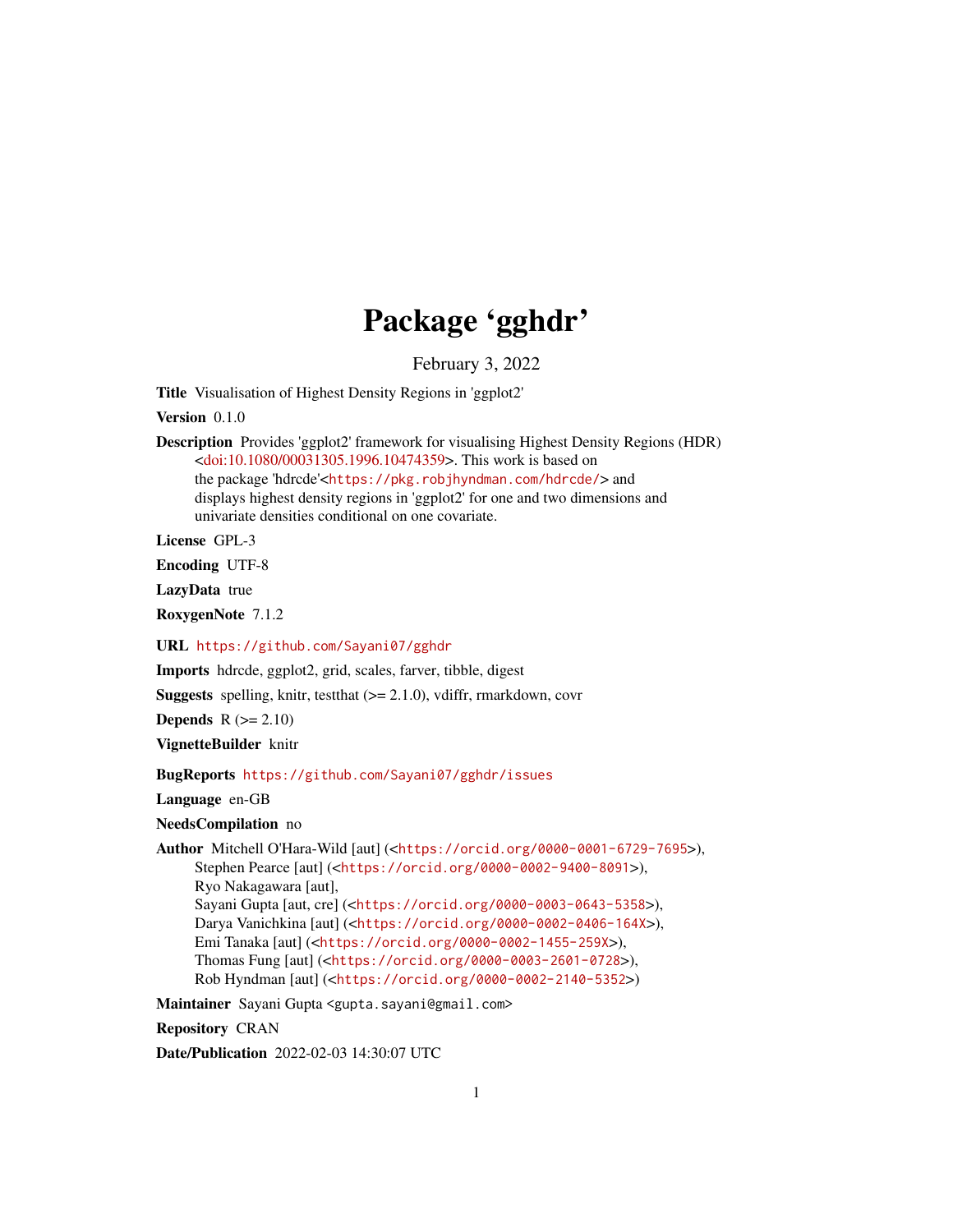# Package 'gghdr'

February 3, 2022

**Title** Visualisation of Highest Density Regions in 'ggplot2'

**Version** 0.1.0

**Description** Provides 'ggplot2' framework for visualising Highest Density Regions (HDR) <doi:10.1080/00031305.1996.10474359>. This work is based on the package 'hdrcde'<https://pkg.robjhyndman.com/hdrcde/> and displays highest density regions in 'ggplot2' for one and two dimensions and univariate densities conditional on one covariate.

**License** GPL-3

**Encoding** UTF-8

**LazyData** true

**RoxygenNote** 7.1.2

**URL** https://github.com/Sayani07/gghdr

**Imports** hdrcde, ggplot2, grid, scales, farver, tibble, digest

**Suggests** spelling, knitr, testthat (>= 2.1.0), vdiffr, rmarkdown, covr

**Depends** R (>= 2.10)

**VignetteBuilder** knitr

**BugReports** https://github.com/Sayani07/gghdr/issues

**Language** en-GB

**NeedsCompilation** no

**Author** Mitchell O'Hara-Wild [aut] (<https://orcid.org/0000-0001-6729-7695>), Stephen Pearce [aut] (<https://orcid.org/0000-0002-9400-8091>), Ryo Nakagawara [aut], Sayani Gupta [aut, cre] (<https://orcid.org/0000-0003-0643-5358>), Darya Vanichkina [aut] (<https://orcid.org/0000-0002-0406-164X>), Emi Tanaka [aut] (<https://orcid.org/0000-0002-1455-259X>), Thomas Fung [aut] (<https://orcid.org/0000-0003-2601-0728>), Rob Hyndman [aut] (<https://orcid.org/0000-0002-2140-5352>)

**Maintainer** Sayani Gupta <gupta.sayani@gmail.com>

**Repository** CRAN

**Date/Publication** 2022-02-03 14:30:07 UTC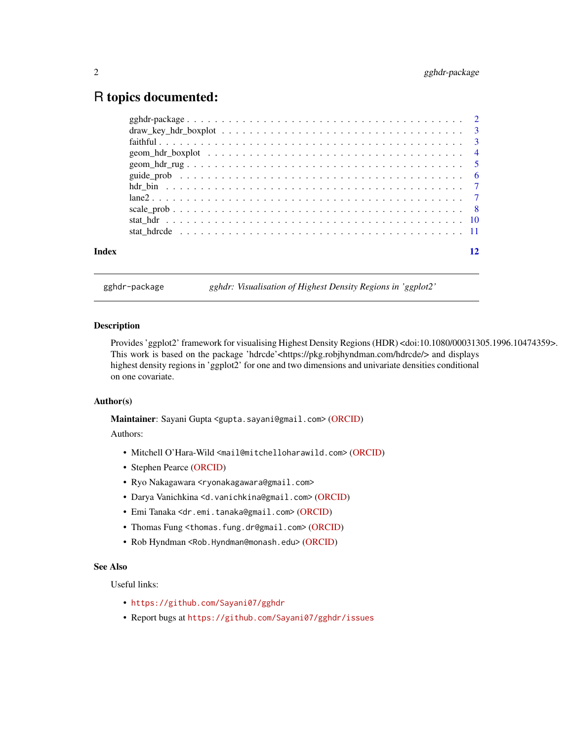# R topics documented:

- gghdr-package . . . . . . . . . . 2
- draw_key_hdr_boxplot . . . . . . . . . . 3
- faithful . . . . . . . . . . 3
- geom_hdr_boxplot . . . . . . . . . . 4
- geom_hdr_rug . . . . . . . . . . 5
- guide_prob . . . . . . . . . . 6
- hdr_bin . . . . . . . . . . 7
- lane2 . . . . . . . . . . 7
- scale_prob . . . . . . . . . . 8
- stat_hdr . . . . . . . . . . 10
- stat_hdrcde . . . . . . . . . . 11

**Index** 12

---

`gghdr-package` *gghdr: Visualisation of Highest Density Regions in 'ggplot2'*

---

### Description

Provides 'ggplot2' framework for visualising Highest Density Regions (HDR) <doi:10.1080/00031305.1996.10474359>. This work is based on the package 'hdrcde'<https://pkg.robjhyndman.com/hdrcde/> and displays highest density regions in 'ggplot2' for one and two dimensions and univariate densities conditional on one covariate.

### Author(s)

**Maintainer**: Sayani Gupta <gupta.sayani@gmail.com> (ORCID)

Authors:

- Mitchell O'Hara-Wild <mail@mitchelloharawild.com> (ORCID)
- Stephen Pearce (ORCID)
- Ryo Nakagawara <ryonakagawara@gmail.com>
- Darya Vanichkina <d.vanichkina@gmail.com> (ORCID)
- Emi Tanaka <dr.emi.tanaka@gmail.com> (ORCID)
- Thomas Fung <thomas.fung.dr@gmail.com> (ORCID)
- Rob Hyndman <Rob.Hyndman@monash.edu> (ORCID)

### See Also

Useful links:

- https://github.com/Sayani07/gghdr
- Report bugs at https://github.com/Sayani07/gghdr/issues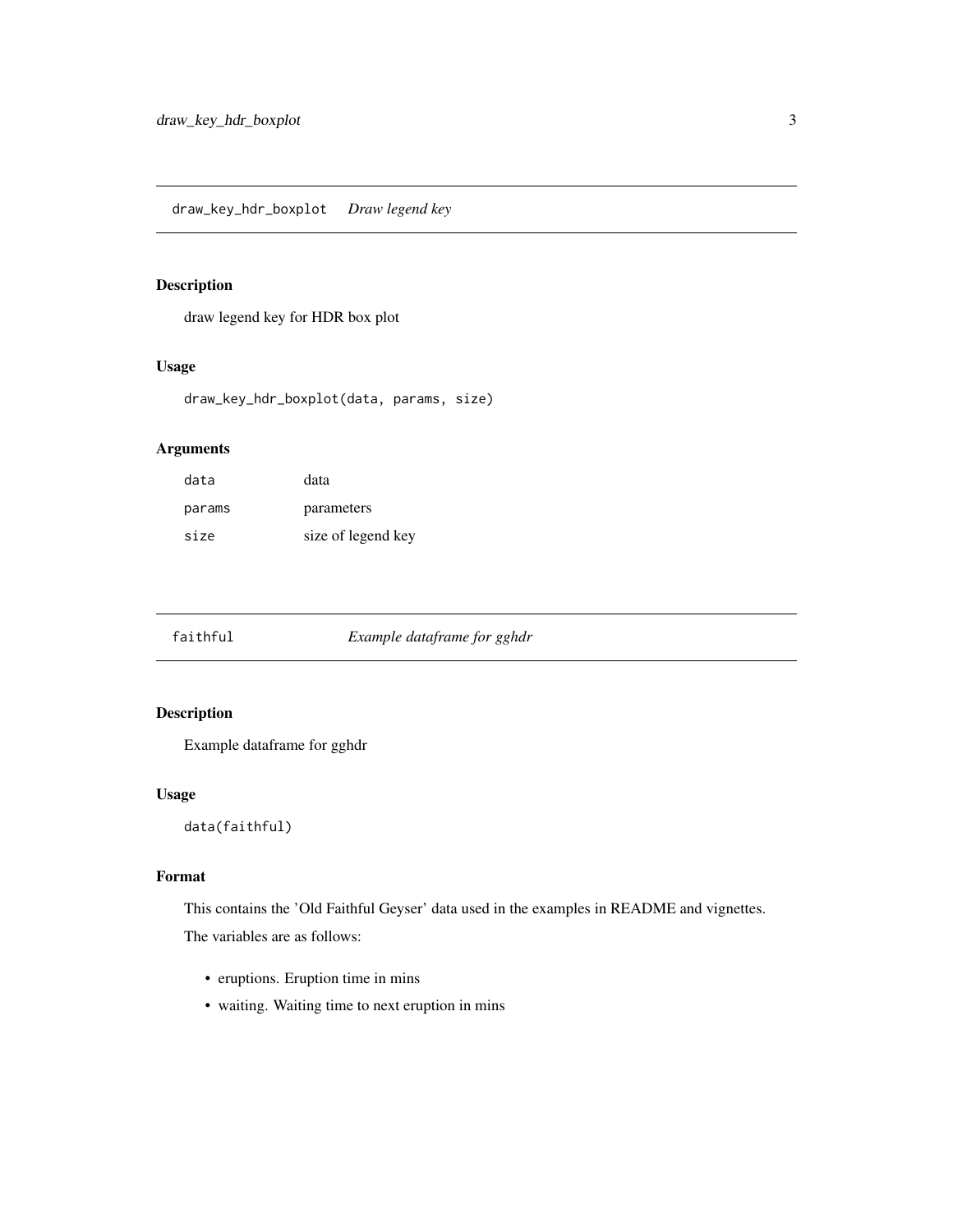## draw_key_hdr_boxplot *Draw legend key*

### Description

draw legend key for HDR box plot

### Usage

```
draw_key_hdr_boxplot(data, params, size)
```

### Arguments

| | |
|---|---|
| data | data |
| params | parameters |
| size | size of legend key |

## faithful *Example dataframe for gghdr*

### Description

Example dataframe for gghdr

### Usage

```
data(faithful)
```

### Format

This contains the 'Old Faithful Geyser' data used in the examples in README and vignettes.

The variables are as follows:

- eruptions. Eruption time in mins
- waiting. Waiting time to next eruption in mins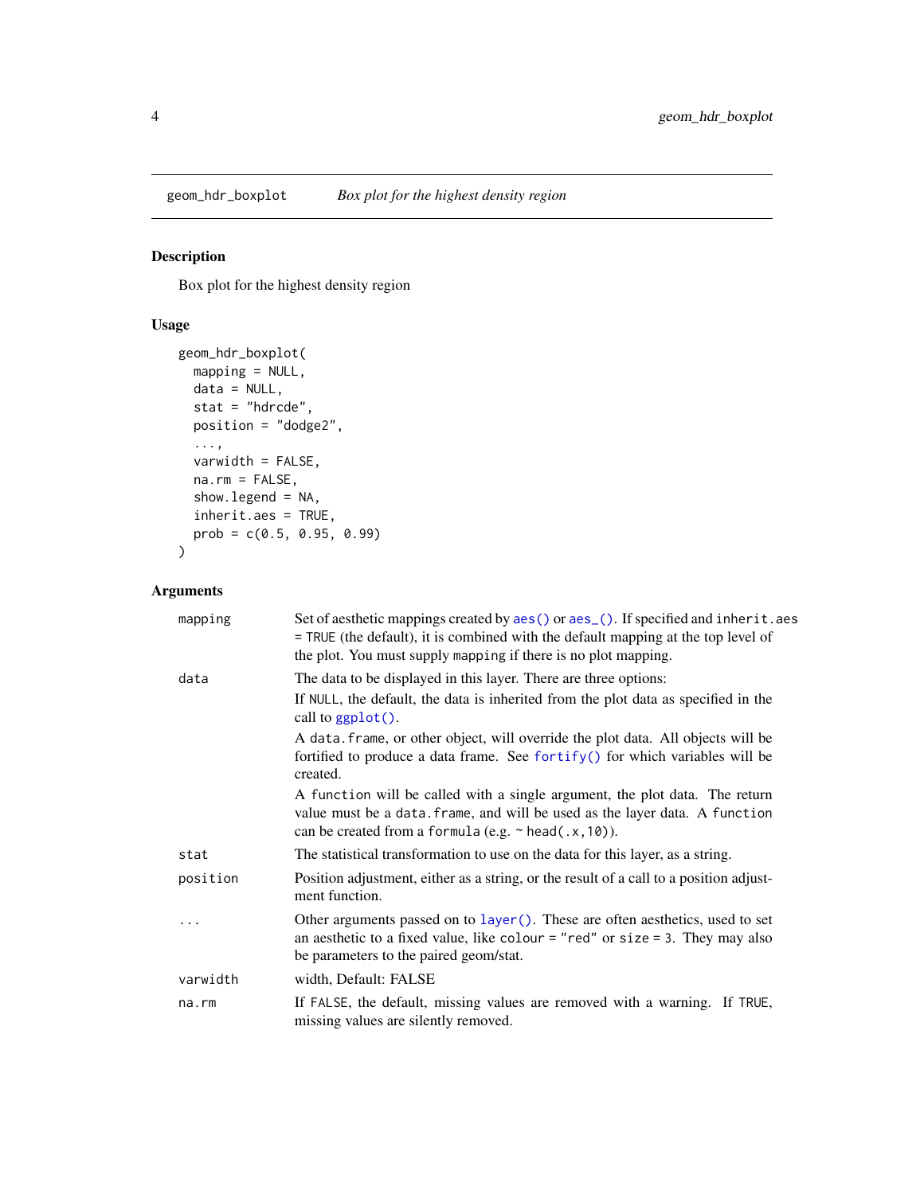## geom_hdr_boxplot — *Box plot for the highest density region*

### Description

Box plot for the highest density region

### Usage

```
geom_hdr_boxplot(
  mapping = NULL,
  data = NULL,
  stat = "hdrcde",
  position = "dodge2",
  ...,
  varwidth = FALSE,
  na.rm = FALSE,
  show.legend = NA,
  inherit.aes = TRUE,
  prob = c(0.5, 0.95, 0.99)
)
```

### Arguments

| Argument | Description |
|---|---|
| `mapping` | Set of aesthetic mappings created by `aes()` or `aes_()`. If specified and `inherit.aes = TRUE` (the default), it is combined with the default mapping at the top level of the plot. You must supply `mapping` if there is no plot mapping. |
| `data` | The data to be displayed in this layer. There are three options: If `NULL`, the default, the data is inherited from the plot data as specified in the call to `ggplot()`. A `data.frame`, or other object, will override the plot data. All objects will be fortified to produce a data frame. See `fortify()` for which variables will be created. A `function` will be called with a single argument, the plot data. The return value must be a `data.frame`, and will be used as the layer data. A `function` can be created from a `formula` (e.g. `~ head(.x,10)`). |
| `stat` | The statistical transformation to use on the data for this layer, as a string. |
| `position` | Position adjustment, either as a string, or the result of a call to a position adjustment function. |
| `...` | Other arguments passed on to `layer()`. These are often aesthetics, used to set an aesthetic to a fixed value, like `colour = "red"` or `size = 3`. They may also be parameters to the paired geom/stat. |
| `varwidth` | width, Default: FALSE |
| `na.rm` | If `FALSE`, the default, missing values are removed with a warning. If `TRUE`, missing values are silently removed. |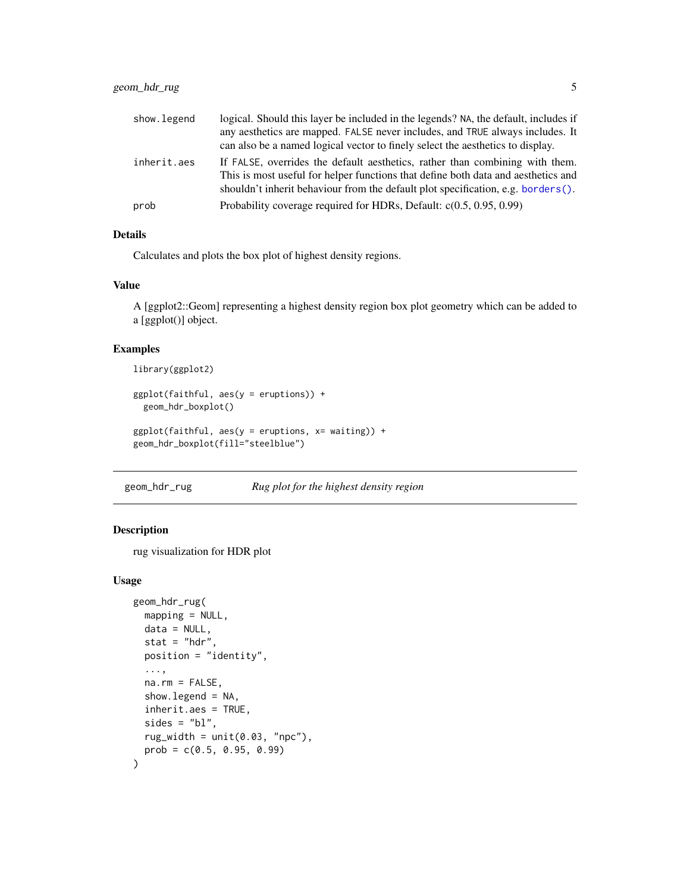| | |
|---|---|
| show.legend | logical. Should this layer be included in the legends? NA, the default, includes if any aesthetics are mapped. FALSE never includes, and TRUE always includes. It can also be a named logical vector to finely select the aesthetics to display. |
| inherit.aes | If FALSE, overrides the default aesthetics, rather than combining with them. This is most useful for helper functions that define both data and aesthetics and shouldn't inherit behaviour from the default plot specification, e.g. borders(). |
| prob | Probability coverage required for HDRs, Default: c(0.5, 0.95, 0.99) |

### Details

Calculates and plots the box plot of highest density regions.

### Value

A [ggplot2::Geom] representing a highest density region box plot geometry which can be added to a [ggplot()] object.

### Examples

```
library(ggplot2)

ggplot(faithful, aes(y = eruptions)) +
  geom_hdr_boxplot()

ggplot(faithful, aes(y = eruptions, x= waiting)) +
geom_hdr_boxplot(fill="steelblue")
```

## geom_hdr_rug — *Rug plot for the highest density region*

### Description

rug visualization for HDR plot

### Usage

```
geom_hdr_rug(
  mapping = NULL,
  data = NULL,
  stat = "hdr",
  position = "identity",
  ...,
  na.rm = FALSE,
  show.legend = NA,
  inherit.aes = TRUE,
  sides = "bl",
  rug_width = unit(0.03, "npc"),
  prob = c(0.5, 0.95, 0.99)
)
```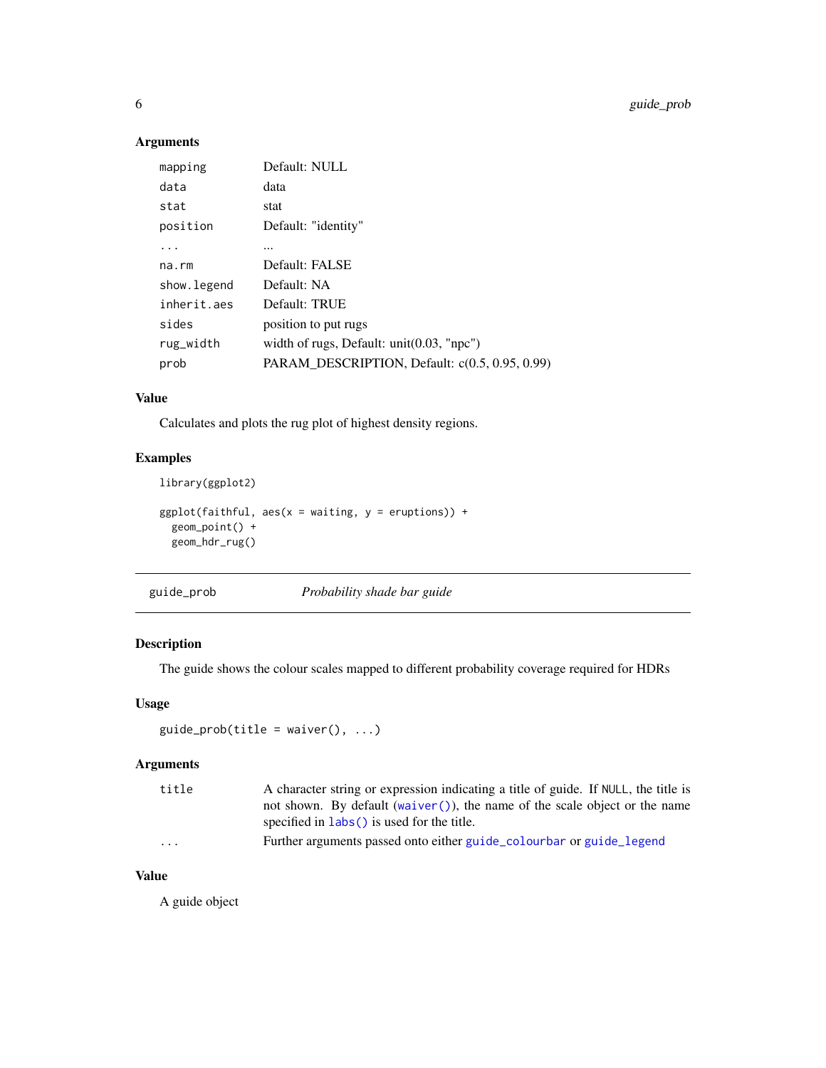### Arguments

| | |
|---|---|
| `mapping` | Default: NULL |
| `data` | data |
| `stat` | stat |
| `position` | Default: "identity" |
| `...` | ... |
| `na.rm` | Default: FALSE |
| `show.legend` | Default: NA |
| `inherit.aes` | Default: TRUE |
| `sides` | position to put rugs |
| `rug_width` | width of rugs, Default: unit(0.03, "npc") |
| `prob` | PARAM_DESCRIPTION, Default: c(0.5, 0.95, 0.99) |

### Value

Calculates and plots the rug plot of highest density regions.

### Examples

```
library(ggplot2)

ggplot(faithful, aes(x = waiting, y = eruptions)) +
  geom_point() +
  geom_hdr_rug()
```

---

## `guide_prob` *Probability shade bar guide*

---

### Description

The guide shows the colour scales mapped to different probability coverage required for HDRs

### Usage

```
guide_prob(title = waiver(), ...)
```

### Arguments

| | |
|---|---|
| `title` | A character string or expression indicating a title of guide. If `NULL`, the title is not shown. By default (`waiver()`), the name of the scale object or the name specified in `labs()` is used for the title. |
| `...` | Further arguments passed onto either `guide_colourbar` or `guide_legend` |

### Value

A guide object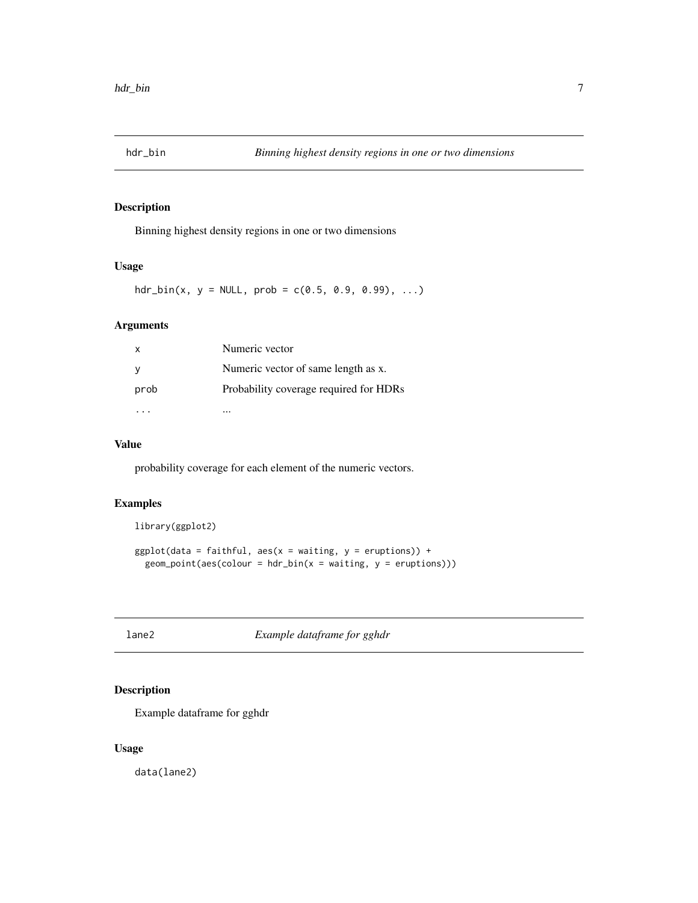## hdr_bin *Binning highest density regions in one or two dimensions*

### Description

Binning highest density regions in one or two dimensions

### Usage

```
hdr_bin(x, y = NULL, prob = c(0.5, 0.9, 0.99), ...)
```

### Arguments

| | |
|---|---|
| x | Numeric vector |
| y | Numeric vector of same length as x. |
| prob | Probability coverage required for HDRs |
| ... | ... |

### Value

probability coverage for each element of the numeric vectors.

### Examples

```
library(ggplot2)

ggplot(data = faithful, aes(x = waiting, y = eruptions)) +
  geom_point(aes(colour = hdr_bin(x = waiting, y = eruptions)))
```

## lane2 *Example dataframe for gghdr*

### Description

Example dataframe for gghdr

### Usage

```
data(lane2)
```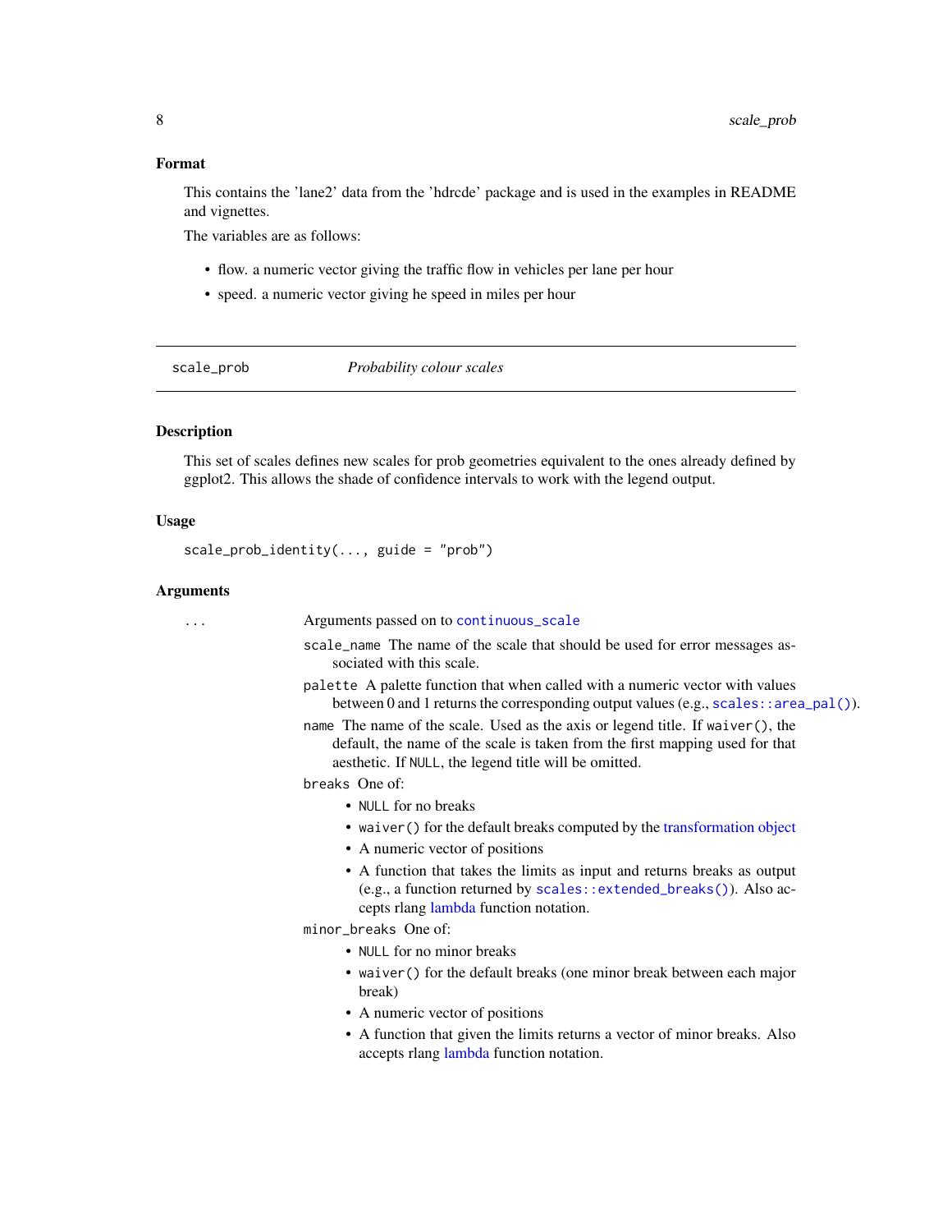### Format

This contains the 'lane2' data from the 'hdrcde' package and is used in the examples in README and vignettes.

The variables are as follows:

- flow. a numeric vector giving the traffic flow in vehicles per lane per hour
- speed. a numeric vector giving he speed in miles per hour

---

## scale_prob — *Probability colour scales*

### Description

This set of scales defines new scales for prob geometries equivalent to the ones already defined by ggplot2. This allows the shade of confidence intervals to work with the legend output.

### Usage

```
scale_prob_identity(..., guide = "prob")
```

### Arguments

`...` Arguments passed on to `continuous_scale`

- `scale_name` The name of the scale that should be used for error messages associated with this scale.
- `palette` A palette function that when called with a numeric vector with values between 0 and 1 returns the corresponding output values (e.g., `scales::area_pal()`).
- `name` The name of the scale. Used as the axis or legend title. If `waiver()`, the default, the name of the scale is taken from the first mapping used for that aesthetic. If `NULL`, the legend title will be omitted.
- `breaks` One of:
  - `NULL` for no breaks
  - `waiver()` for the default breaks computed by the transformation object
  - A numeric vector of positions
  - A function that takes the limits as input and returns breaks as output (e.g., a function returned by `scales::extended_breaks()`). Also accepts rlang lambda function notation.
- `minor_breaks` One of:
  - `NULL` for no minor breaks
  - `waiver()` for the default breaks (one minor break between each major break)
  - A numeric vector of positions
  - A function that given the limits returns a vector of minor breaks. Also accepts rlang lambda function notation.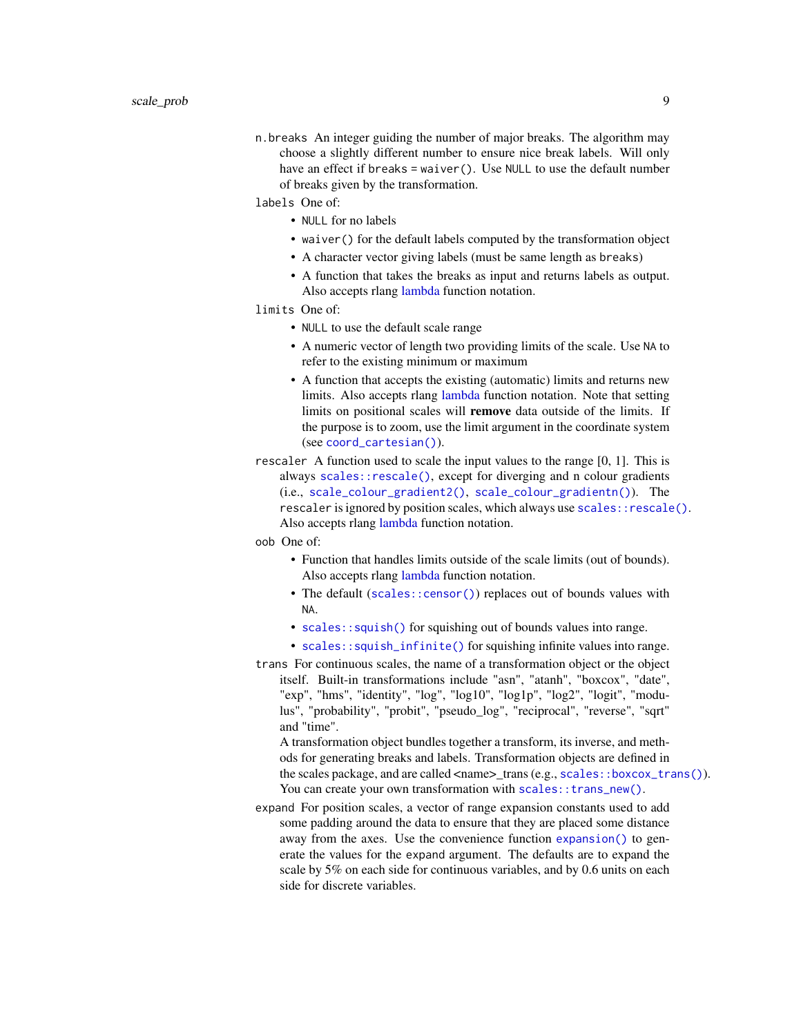`n.breaks` An integer guiding the number of major breaks. The algorithm may choose a slightly different number to ensure nice break labels. Will only have an effect if `breaks = waiver()`. Use `NULL` to use the default number of breaks given by the transformation.

`labels` One of:

- `NULL` for no labels
- `waiver()` for the default labels computed by the transformation object
- A character vector giving labels (must be same length as `breaks`)
- A function that takes the breaks as input and returns labels as output. Also accepts rlang lambda function notation.

`limits` One of:

- `NULL` to use the default scale range
- A numeric vector of length two providing limits of the scale. Use `NA` to refer to the existing minimum or maximum
- A function that accepts the existing (automatic) limits and returns new limits. Also accepts rlang lambda function notation. Note that setting limits on positional scales will **remove** data outside of the limits. If the purpose is to zoom, use the limit argument in the coordinate system (see `coord_cartesian()`).

`rescaler` A function used to scale the input values to the range [0, 1]. This is always `scales::rescale()`, except for diverging and n colour gradients (i.e., `scale_colour_gradient2()`, `scale_colour_gradientn()`). The `rescaler` is ignored by position scales, which always use `scales::rescale()`. Also accepts rlang lambda function notation.

`oob` One of:

- Function that handles limits outside of the scale limits (out of bounds). Also accepts rlang lambda function notation.
- The default (`scales::censor()`) replaces out of bounds values with `NA`.
- `scales::squish()` for squishing out of bounds values into range.
- `scales::squish_infinite()` for squishing infinite values into range.

`trans` For continuous scales, the name of a transformation object or the object itself. Built-in transformations include "asn", "atanh", "boxcox", "date", "exp", "hms", "identity", "log", "log10", "log1p", "log2", "logit", "modulus", "probability", "probit", "pseudo_log", "reciprocal", "reverse", "sqrt" and "time".

A transformation object bundles together a transform, its inverse, and methods for generating breaks and labels. Transformation objects are defined in the scales package, and are called <name>_trans (e.g., `scales::boxcox_trans()`). You can create your own transformation with `scales::trans_new()`.

`expand` For position scales, a vector of range expansion constants used to add some padding around the data to ensure that they are placed some distance away from the axes. Use the convenience function `expansion()` to generate the values for the `expand` argument. The defaults are to expand the scale by 5% on each side for continuous variables, and by 0.6 units on each side for discrete variables.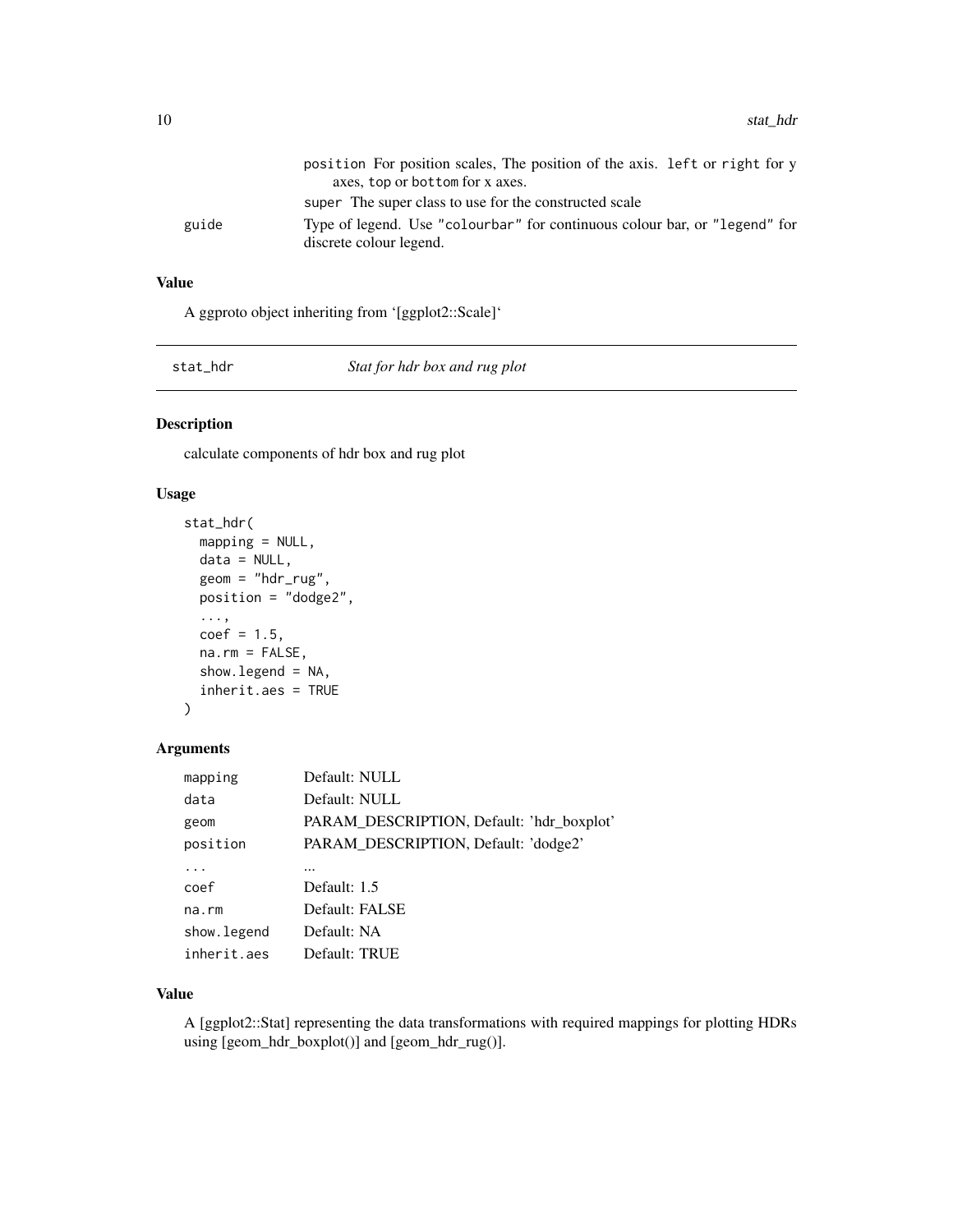position For position scales, The position of the axis. `left` or `right` for y axes, `top` or `bottom` for x axes.

super The super class to use for the constructed scale

| | |
|---|---|
| guide | Type of legend. Use "colourbar" for continuous colour bar, or "legend" for discrete colour legend. |

### Value

A ggproto object inheriting from '[ggplot2::Scale]'

## stat_hdr — *Stat for hdr box and rug plot*

### Description

calculate components of hdr box and rug plot

### Usage

```
stat_hdr(
  mapping = NULL,
  data = NULL,
  geom = "hdr_rug",
  position = "dodge2",
  ...,
  coef = 1.5,
  na.rm = FALSE,
  show.legend = NA,
  inherit.aes = TRUE
)
```

### Arguments

| | |
|---|---|
| mapping | Default: NULL |
| data | Default: NULL |
| geom | PARAM_DESCRIPTION, Default: 'hdr_boxplot' |
| position | PARAM_DESCRIPTION, Default: 'dodge2' |
| ... | ... |
| coef | Default: 1.5 |
| na.rm | Default: FALSE |
| show.legend | Default: NA |
| inherit.aes | Default: TRUE |

### Value

A [ggplot2::Stat] representing the data transformations with required mappings for plotting HDRs using [geom_hdr_boxplot()] and [geom_hdr_rug()].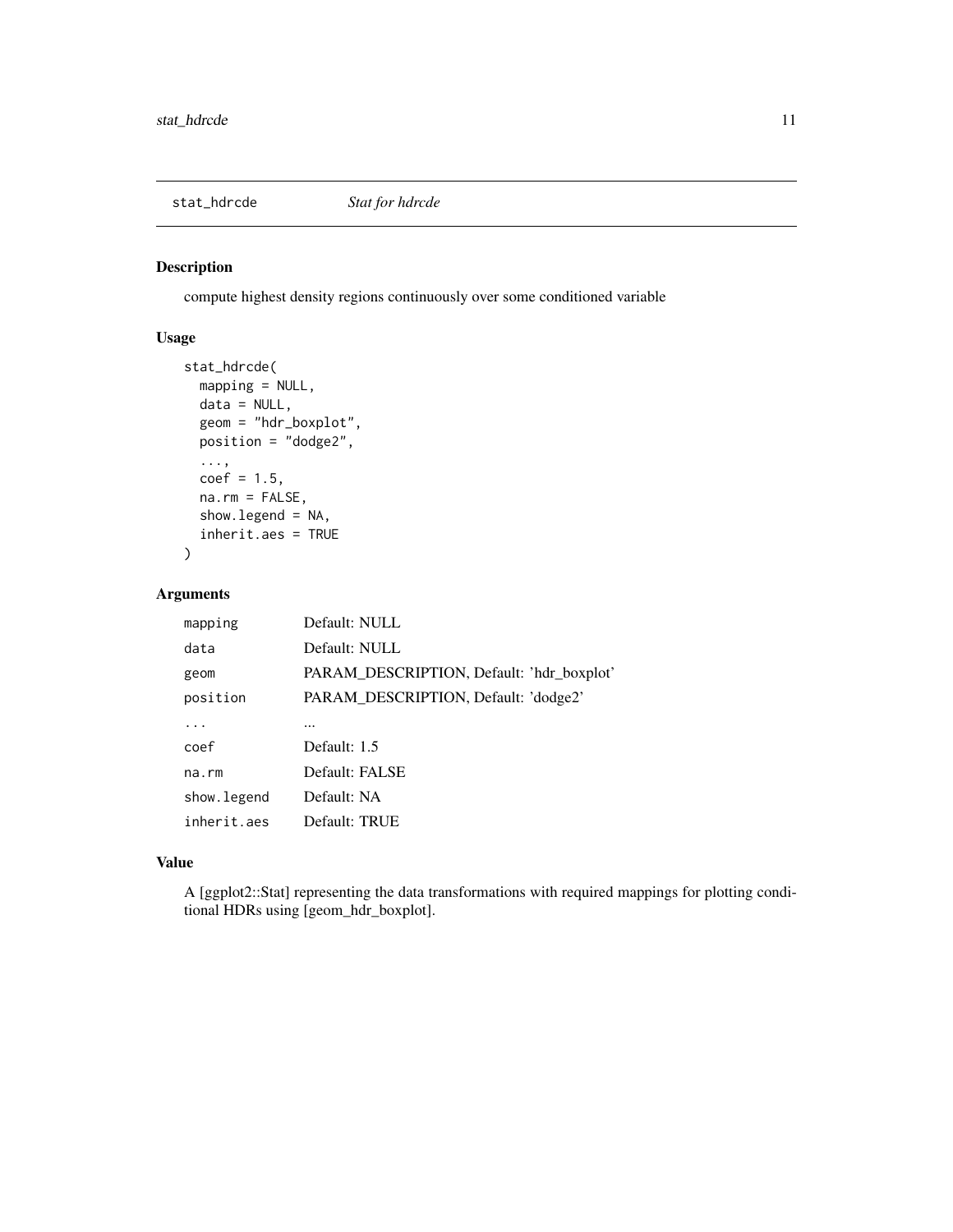## stat_hdrcde — *Stat for hdrcde*

### Description

compute highest density regions continuously over some conditioned variable

### Usage

```
stat_hdrcde(
  mapping = NULL,
  data = NULL,
  geom = "hdr_boxplot",
  position = "dodge2",
  ...,
  coef = 1.5,
  na.rm = FALSE,
  show.legend = NA,
  inherit.aes = TRUE
)
```

### Arguments

| | |
|---|---|
| `mapping` | Default: NULL |
| `data` | Default: NULL |
| `geom` | PARAM_DESCRIPTION, Default: 'hdr_boxplot' |
| `position` | PARAM_DESCRIPTION, Default: 'dodge2' |
| `...` | ... |
| `coef` | Default: 1.5 |
| `na.rm` | Default: FALSE |
| `show.legend` | Default: NA |
| `inherit.aes` | Default: TRUE |

### Value

A [ggplot2::Stat] representing the data transformations with required mappings for plotting conditional HDRs using [geom_hdr_boxplot].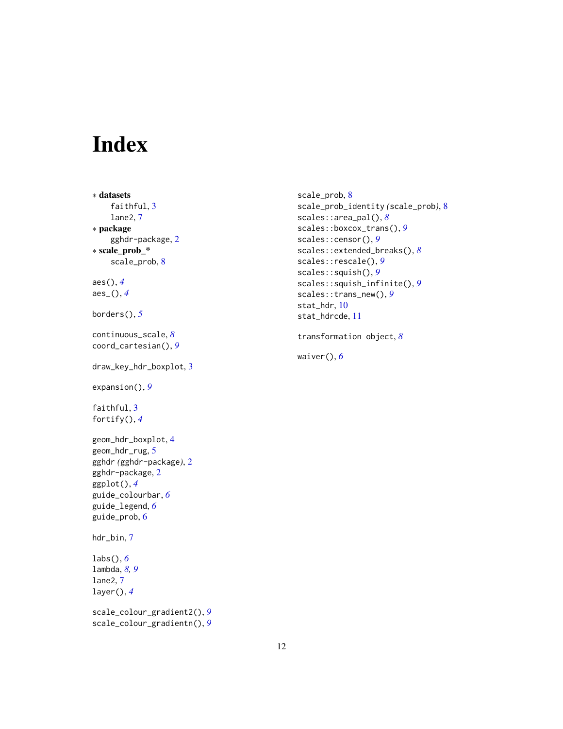# Index

∗ **datasets**
  faithful, 3
  lane2, 7
∗ **package**
  gghdr-package, 2
∗ **scale_prob_***
  scale_prob, 8

aes(), *4*
aes_(), *4*

borders(), *5*

continuous_scale, *8*
coord_cartesian(), *9*

draw_key_hdr_boxplot, 3

expansion(), *9*

faithful, 3
fortify(), *4*

geom_hdr_boxplot, 4
geom_hdr_rug, 5
gghdr *(*gghdr-package*)*, 2
gghdr-package, 2
ggplot(), *4*
guide_colourbar, *6*
guide_legend, *6*
guide_prob, 6

hdr_bin, 7

labs(), *6*
lambda, *8, 9*
lane2, 7
layer(), *4*

scale_colour_gradient2(), *9*
scale_colour_gradientn(), *9*
scale_prob, 8
scale_prob_identity *(*scale_prob*)*, 8
scales::area_pal(), *8*
scales::boxcox_trans(), *9*
scales::censor(), *9*
scales::extended_breaks(), *8*
scales::rescale(), *9*
scales::squish(), *9*
scales::squish_infinite(), *9*
scales::trans_new(), *9*
stat_hdr, 10
stat_hdrcde, 11

transformation object, *8*

waiver(), *6*